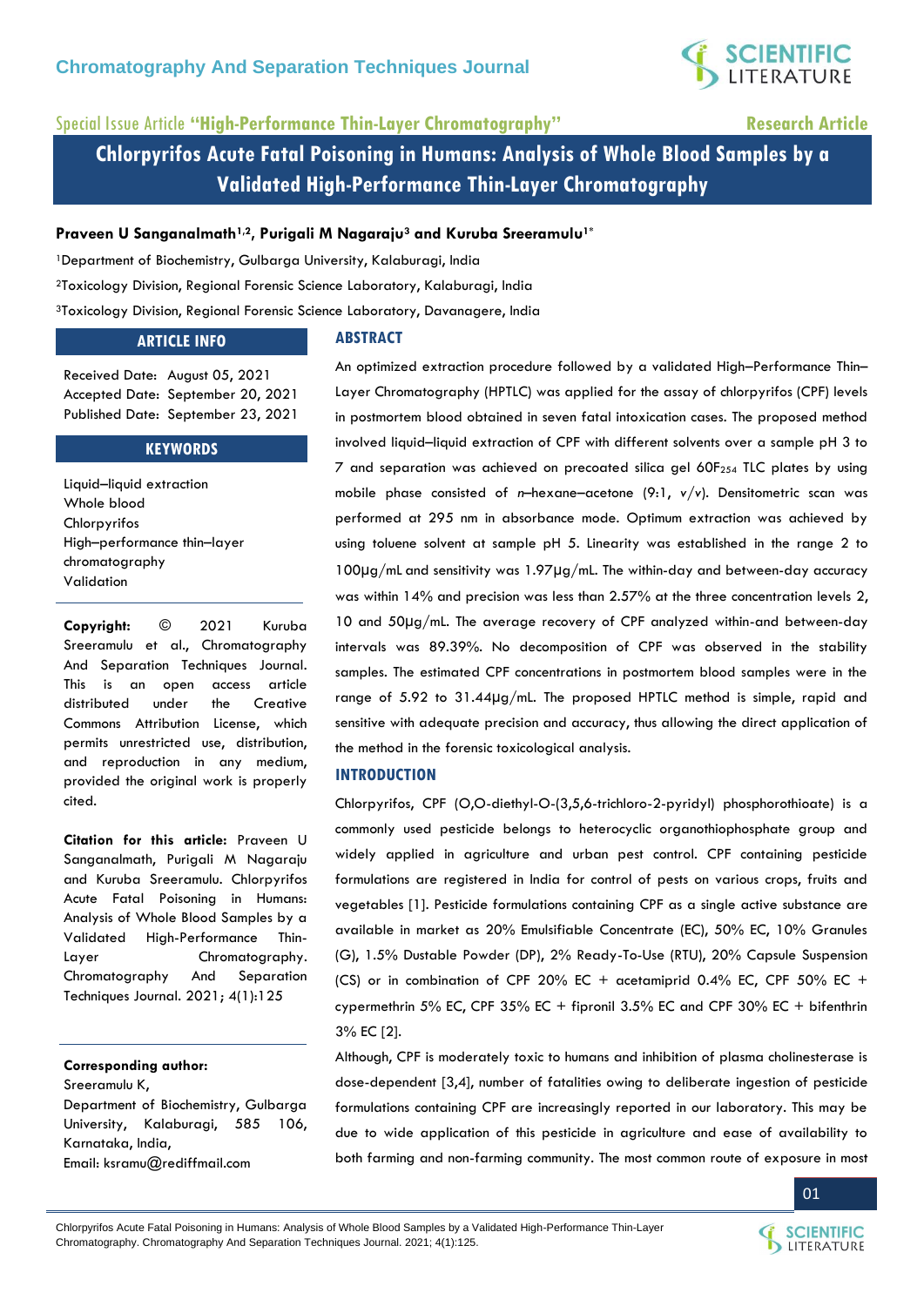Special Issue Article **"High-Performance Thin-Layer Chromatography"**

**Research Article**

# Chlorpyrifos Acute Fatal Poisoning in Humans: Analysis of Whole Blood Samples by a Validated High-Performance Thin-Layer Chromatography

**Praveen U Sanganalmath[1,2], Purigali M Nagaraju[3] and Kuruba Sreeramulu[1*]**

[1]Department of Biochemistry, Gulbarga University, Kalaburagi, India

[2]Toxicology Division, Regional Forensic Science Laboratory, Kalaburagi, India

[3]Toxicology Division, Regional Forensic Science Laboratory, Davanagere, India

## ARTICLE INFO

Received Date: August 05, 2021
Accepted Date: September 20, 2021
Published Date: September 23, 2021

## KEYWORDS

Liquid–liquid extraction
Whole blood
Chlorpyrifos
High–performance thin–layer chromatography
Validation

**Copyright:** © 2021 Kuruba Sreeramulu et al., Chromatography And Separation Techniques Journal. This is an open access article distributed under the Creative Commons Attribution License, which permits unrestricted use, distribution, and reproduction in any medium, provided the original work is properly cited.

**Citation for this article:** Praveen U Sanganalmath, Purigali M Nagaraju and Kuruba Sreeramulu. Chlorpyrifos Acute Fatal Poisoning in Humans: Analysis of Whole Blood Samples by a Validated High-Performance Thin-Layer Chromatography. Chromatography And Separation Techniques Journal. 2021; 4(1):125

**Corresponding author:**
Sreeramulu K,
Department of Biochemistry, Gulbarga University, Kalaburagi, 585 106, Karnataka, India,
Email: ksramu@rediffmail.com

## ABSTRACT

An optimized extraction procedure followed by a validated High–Performance Thin–Layer Chromatography (HPTLC) was applied for the assay of chlorpyrifos (CPF) levels in postmortem blood obtained in seven fatal intoxication cases. The proposed method involved liquid–liquid extraction of CPF with different solvents over a sample pH 3 to 7 and separation was achieved on precoated silica gel $60F_{254}$ TLC plates by using mobile phase consisted of *n*–hexane–acetone (9:1, *v*/*v*). Densitometric scan was performed at 295 nm in absorbance mode. Optimum extraction was achieved by using toluene solvent at sample pH 5. Linearity was established in the range 2 to 100µg/mL and sensitivity was 1.97µg/mL. The within-day and between-day accuracy was within 14% and precision was less than 2.57% at the three concentration levels 2, 10 and 50µg/mL. The average recovery of CPF analyzed within-and between-day intervals was 89.39%. No decomposition of CPF was observed in the stability samples. The estimated CPF concentrations in postmortem blood samples were in the range of 5.92 to 31.44µg/mL. The proposed HPTLC method is simple, rapid and sensitive with adequate precision and accuracy, thus allowing the direct application of the method in the forensic toxicological analysis.

## INTRODUCTION

Chlorpyrifos, CPF (O,O-diethyl-O-(3,5,6-trichloro-2-pyridyl) phosphorothioate) is a commonly used pesticide belongs to heterocyclic organothiophosphate group and widely applied in agriculture and urban pest control. CPF containing pesticide formulations are registered in India for control of pests on various crops, fruits and vegetables [1]. Pesticide formulations containing CPF as a single active substance are available in market as 20% Emulsifiable Concentrate (EC), 50% EC, 10% Granules (G), 1.5% Dustable Powder (DP), 2% Ready-To-Use (RTU), 20% Capsule Suspension (CS) or in combination of CPF 20% EC + acetamiprid 0.4% EC, CPF 50% EC + cypermethrin 5% EC, CPF 35% EC + fipronil 3.5% EC and CPF 30% EC + bifenthrin 3% EC [2].

Although, CPF is moderately toxic to humans and inhibition of plasma cholinesterase is dose-dependent [3,4], number of fatalities owing to deliberate ingestion of pesticide formulations containing CPF are increasingly reported in our laboratory. This may be due to wide application of this pesticide in agriculture and ease of availability to both farming and non-farming community. The most common route of exposure in most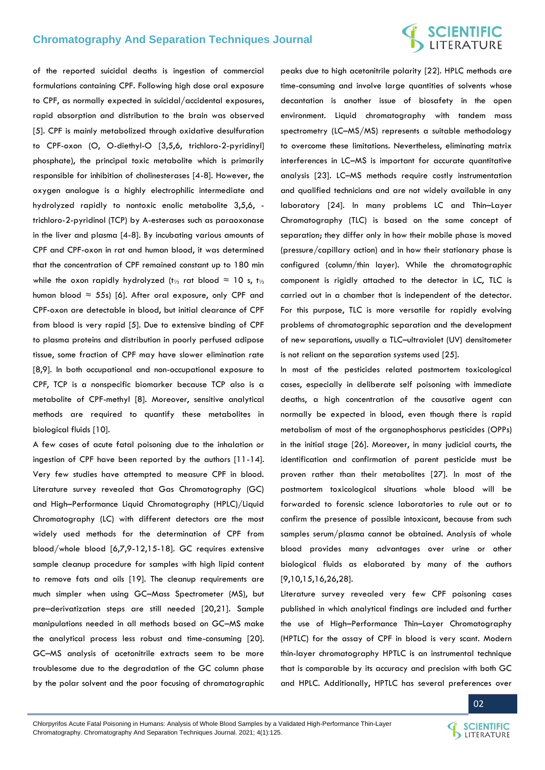of the reported suicidal deaths is ingestion of commercial formulations containing CPF. Following high dose oral exposure to CPF, as normally expected in suicidal/accidental exposures, rapid absorption and distribution to the brain was observed [5]. CPF is mainly metabolized through oxidative desulfuration to CPF-oxon (O, O-diethyl-O [3,5,6, trichloro-2-pyridinyl] phosphate), the principal toxic metabolite which is primarily responsible for inhibition of cholinesterases [4-8]. However, the oxygen analogue is a highly electrophilic intermediate and hydrolyzed rapidly to nontoxic enolic metabolite 3,5,6, -trichloro-2-pyridinol (TCP) by A-esterases such as paraoxonase in the liver and plasma [4-8]. By incubating various amounts of CPF and CPF-oxon in rat and human blood, it was determined that the concentration of CPF remained constant up to 180 min while the oxon rapidly hydrolyzed ($t_{½}$ rat blood ≈ 10 s, $t_{½}$ human blood ≈ 55s) [6]. After oral exposure, only CPF and CPF-oxon are detectable in blood, but initial clearance of CPF from blood is very rapid [5]. Due to extensive binding of CPF to plasma proteins and distribution in poorly perfused adipose tissue, some fraction of CPF may have slower elimination rate [8,9]. In both occupational and non-occupational exposure to CPF, TCP is a nonspecific biomarker because TCP also is a metabolite of CPF-methyl [8]. Moreover, sensitive analytical methods are required to quantify these metabolites in biological fluids [10].

A few cases of acute fatal poisoning due to the inhalation or ingestion of CPF have been reported by the authors [11-14]. Very few studies have attempted to measure CPF in blood. Literature survey revealed that Gas Chromatography (GC) and High–Performance Liquid Chromatography (HPLC)/Liquid Chromatography (LC) with different detectors are the most widely used methods for the determination of CPF from blood/whole blood [6,7,9-12,15-18]. GC requires extensive sample cleanup procedure for samples with high lipid content to remove fats and oils [19]. The cleanup requirements are much simpler when using GC–Mass Spectrometer (MS), but pre–derivatization steps are still needed [20,21]. Sample manipulations needed in all methods based on GC–MS make the analytical process less robust and time-consuming [20]. GC–MS analysis of acetonitrile extracts seem to be more troublesome due to the degradation of the GC column phase by the polar solvent and the poor focusing of chromatographic peaks due to high acetonitrile polarity [22]. HPLC methods are time-consuming and involve large quantities of solvents whose decantation is another issue of biosafety in the open environment. Liquid chromatography with tandem mass spectrometry (LC–MS/MS) represents a suitable methodology to overcome these limitations. Nevertheless, eliminating matrix interferences in LC–MS is important for accurate quantitative analysis [23]. LC–MS methods require costly instrumentation and qualified technicians and are not widely available in any laboratory [24]. In many problems LC and Thin–Layer Chromatography (TLC) is based on the same concept of separation; they differ only in how their mobile phase is moved (pressure/capillary action) and in how their stationary phase is configured (column/thin layer). While the chromatographic component is rigidly attached to the detector in LC, TLC is carried out in a chamber that is independent of the detector. For this purpose, TLC is more versatile for rapidly evolving problems of chromatographic separation and the development of new separations, usually a TLC–ultraviolet (UV) densitometer is not reliant on the separation systems used [25].

In most of the pesticides related postmortem toxicological cases, especially in deliberate self poisoning with immediate deaths, a high concentration of the causative agent can normally be expected in blood, even though there is rapid metabolism of most of the organophosphorus pesticides (OPPs) in the initial stage [26]. Moreover, in many judicial courts, the identification and confirmation of parent pesticide must be proven rather than their metabolites [27]. In most of the postmortem toxicological situations whole blood will be forwarded to forensic science laboratories to rule out or to confirm the presence of possible intoxicant, because from such samples serum/plasma cannot be obtained. Analysis of whole blood provides many advantages over urine or other biological fluids as elaborated by many of the authors [9,10,15,16,26,28].

Literature survey revealed very few CPF poisoning cases published in which analytical findings are included and further the use of High–Performance Thin–Layer Chromatography (HPTLC) for the assay of CPF in blood is very scant. Modern thin-layer chromatography HPTLC is an instrumental technique that is comparable by its accuracy and precision with both GC and HPLC. Additionally, HPTLC has several preferences over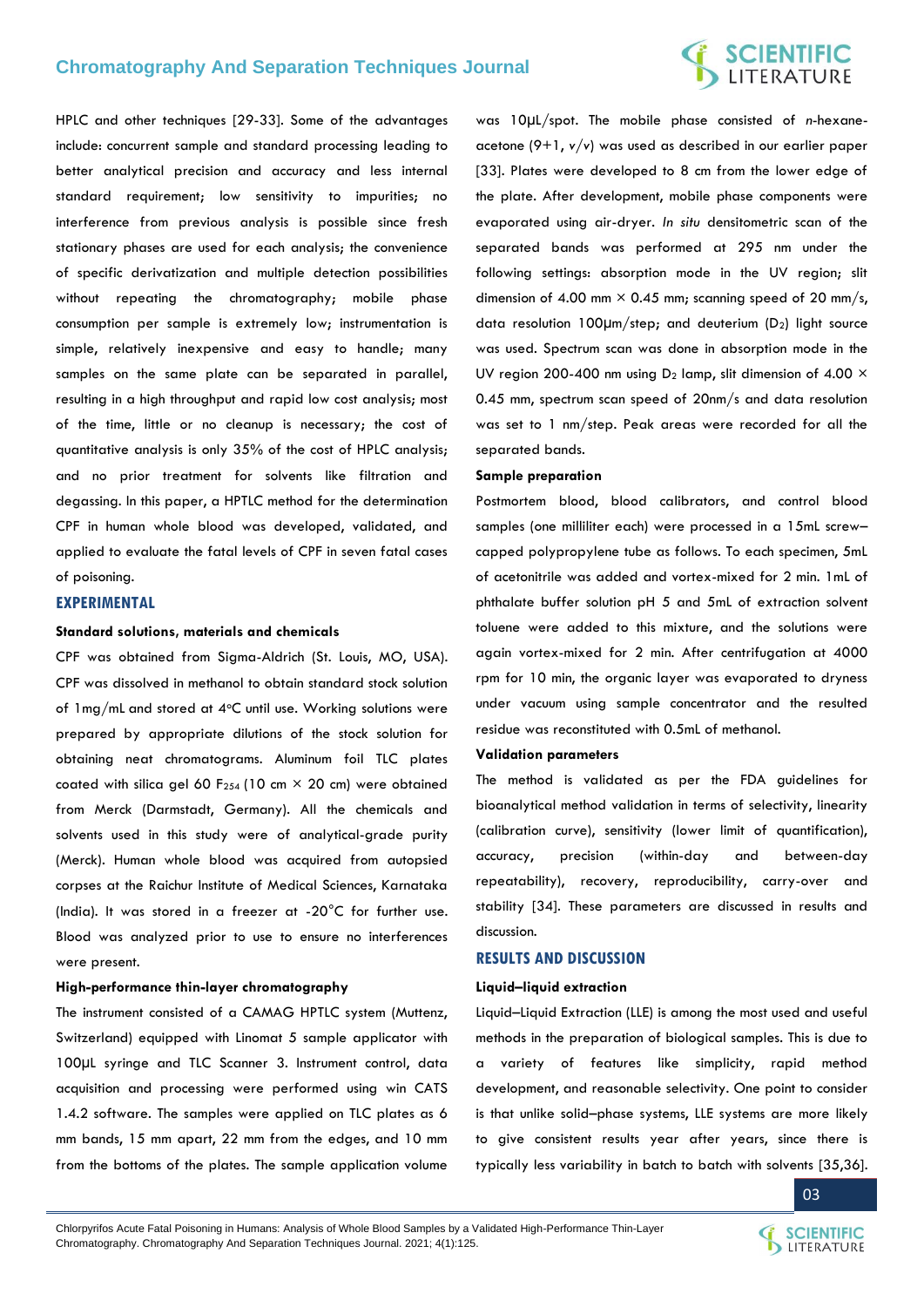HPLC and other techniques [29-33]. Some of the advantages include: concurrent sample and standard processing leading to better analytical precision and accuracy and less internal standard requirement; low sensitivity to impurities; no interference from previous analysis is possible since fresh stationary phases are used for each analysis; the convenience of specific derivatization and multiple detection possibilities without repeating the chromatography; mobile phase consumption per sample is extremely low; instrumentation is simple, relatively inexpensive and easy to handle; many samples on the same plate can be separated in parallel, resulting in a high throughput and rapid low cost analysis; most of the time, little or no cleanup is necessary; the cost of quantitative analysis is only 35% of the cost of HPLC analysis; and no prior treatment for solvents like filtration and degassing. In this paper, a HPTLC method for the determination CPF in human whole blood was developed, validated, and applied to evaluate the fatal levels of CPF in seven fatal cases of poisoning.

## EXPERIMENTAL

### Standard solutions, materials and chemicals

CPF was obtained from Sigma-Aldrich (St. Louis, MO, USA). CPF was dissolved in methanol to obtain standard stock solution of 1mg/mL and stored at 4°C until use. Working solutions were prepared by appropriate dilutions of the stock solution for obtaining neat chromatograms. Aluminum foil TLC plates coated with silica gel 60 $F_{254}$ (10 cm × 20 cm) were obtained from Merck (Darmstadt, Germany). All the chemicals and solvents used in this study were of analytical-grade purity (Merck). Human whole blood was acquired from autopsied corpses at the Raichur Institute of Medical Sciences, Karnataka (India). It was stored in a freezer at -20°C for further use. Blood was analyzed prior to use to ensure no interferences were present.

### High-performance thin-layer chromatography

The instrument consisted of a CAMAG HPTLC system (Muttenz, Switzerland) equipped with Linomat 5 sample applicator with 100µL syringe and TLC Scanner 3. Instrument control, data acquisition and processing were performed using win CATS 1.4.2 software. The samples were applied on TLC plates as 6 mm bands, 15 mm apart, 22 mm from the edges, and 10 mm from the bottoms of the plates. The sample application volume was 10µL/spot. The mobile phase consisted of *n*-hexane-acetone (9+1, v/v) was used as described in our earlier paper [33]. Plates were developed to 8 cm from the lower edge of the plate. After development, mobile phase components were evaporated using air-dryer. *In situ* densitometric scan of the separated bands was performed at 295 nm under the following settings: absorption mode in the UV region; slit dimension of 4.00 mm × 0.45 mm; scanning speed of 20 mm/s, data resolution 100µm/step; and deuterium ($D_2$) light source was used. Spectrum scan was done in absorption mode in the UV region 200-400 nm using $D_2$ lamp, slit dimension of 4.00 × 0.45 mm, spectrum scan speed of 20nm/s and data resolution was set to 1 nm/step. Peak areas were recorded for all the separated bands.

### Sample preparation

Postmortem blood, blood calibrators, and control blood samples (one milliliter each) were processed in a 15mL screw–capped polypropylene tube as follows. To each specimen, 5mL of acetonitrile was added and vortex-mixed for 2 min. 1mL of phthalate buffer solution pH 5 and 5mL of extraction solvent toluene were added to this mixture, and the solutions were again vortex-mixed for 2 min. After centrifugation at 4000 rpm for 10 min, the organic layer was evaporated to dryness under vacuum using sample concentrator and the resulted residue was reconstituted with 0.5mL of methanol.

### Validation parameters

The method is validated as per the FDA guidelines for bioanalytical method validation in terms of selectivity, linearity (calibration curve), sensitivity (lower limit of quantification), accuracy, precision (within-day and between-day repeatability), recovery, reproducibility, carry-over and stability [34]. These parameters are discussed in results and discussion.

## RESULTS AND DISCUSSION

### Liquid–liquid extraction

Liquid–Liquid Extraction (LLE) is among the most used and useful methods in the preparation of biological samples. This is due to a variety of features like simplicity, rapid method development, and reasonable selectivity. One point to consider is that unlike solid–phase systems, LLE systems are more likely to give consistent results year after years, since there is typically less variability in batch to batch with solvents [35,36].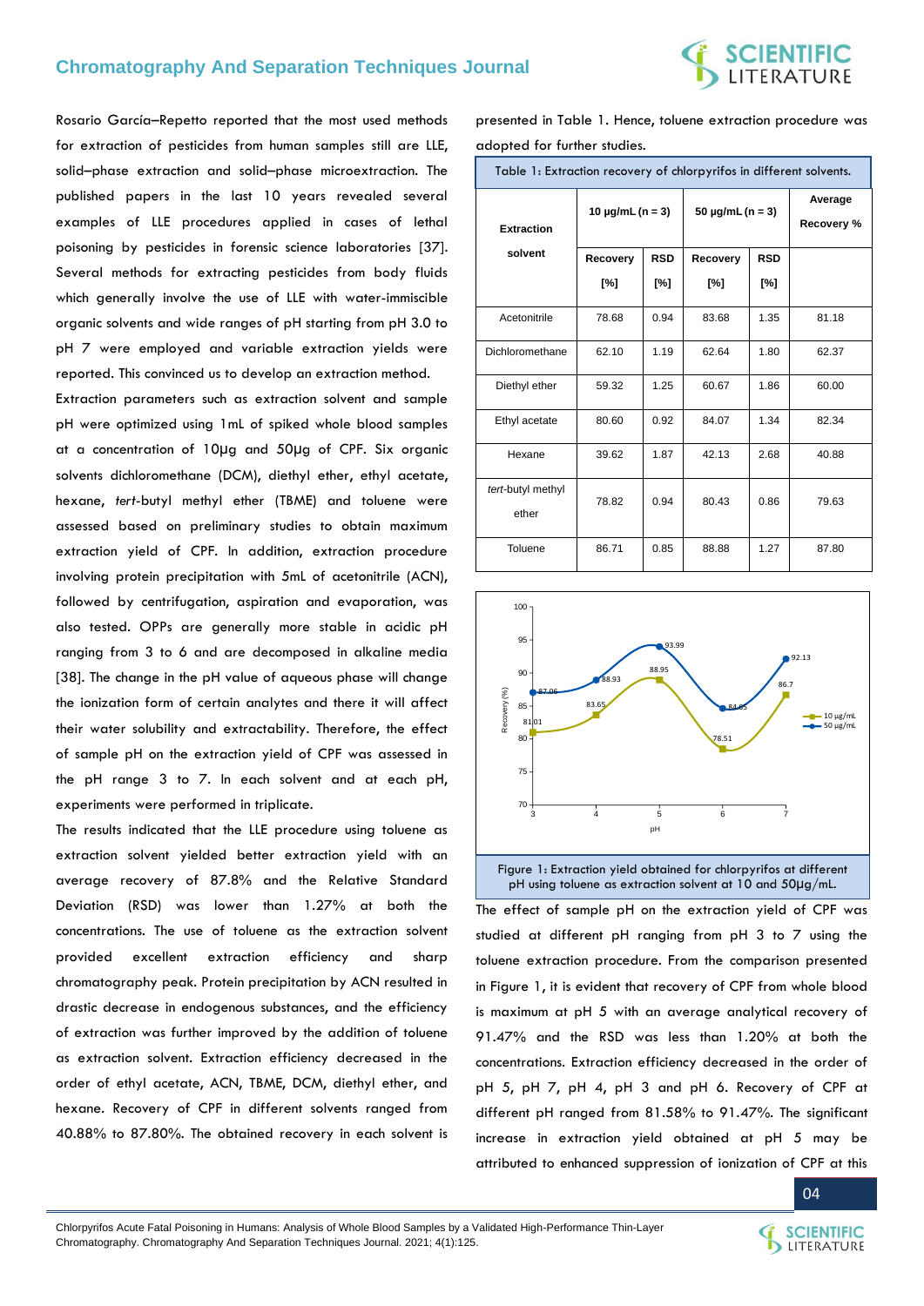Rosario García–Repetto reported that the most used methods for extraction of pesticides from human samples still are LLE, solid–phase extraction and solid–phase microextraction. The published papers in the last 10 years revealed several examples of LLE procedures applied in cases of lethal poisoning by pesticides in forensic science laboratories [37]. Several methods for extracting pesticides from body fluids which generally involve the use of LLE with water-immiscible organic solvents and wide ranges of pH starting from pH 3.0 to pH 7 were employed and variable extraction yields were reported. This convinced us to develop an extraction method.

Extraction parameters such as extraction solvent and sample pH were optimized using 1mL of spiked whole blood samples at a concentration of 10µg and 50µg of CPF. Six organic solvents dichloromethane (DCM), diethyl ether, ethyl acetate, hexane, *tert*-butyl methyl ether (TBME) and toluene were assessed based on preliminary studies to obtain maximum extraction yield of CPF. In addition, extraction procedure involving protein precipitation with 5mL of acetonitrile (ACN), followed by centrifugation, aspiration and evaporation, was also tested. OPPs are generally more stable in acidic pH ranging from 3 to 6 and are decomposed in alkaline media [38]. The change in the pH value of aqueous phase will change the ionization form of certain analytes and there it will affect their water solubility and extractability. Therefore, the effect of sample pH on the extraction yield of CPF was assessed in the pH range 3 to 7. In each solvent and at each pH, experiments were performed in triplicate.

The results indicated that the LLE procedure using toluene as extraction solvent yielded better extraction yield with an average recovery of 87.8% and the Relative Standard Deviation (RSD) was lower than 1.27% at both the concentrations. The use of toluene as the extraction solvent provided excellent extraction efficiency and sharp chromatography peak. Protein precipitation by ACN resulted in drastic decrease in endogenous substances, and the efficiency of extraction was further improved by the addition of toluene as extraction solvent. Extraction efficiency decreased in the order of ethyl acetate, ACN, TBME, DCM, diethyl ether, and hexane. Recovery of CPF in different solvents ranged from 40.88% to 87.80%. The obtained recovery in each solvent is presented in Table 1. Hence, toluene extraction procedure was adopted for further studies.

Table 1: Extraction recovery of chlorpyrifos in different solvents.

| Extraction solvent | 10 µg/mL (n = 3) | | 50 µg/mL (n = 3) | | Average Recovery % |
|---|---|---|---|---|---|
| | Recovery [%] | RSD [%] | Recovery [%] | RSD [%] | |
| Acetonitrile | 78.68 | 0.94 | 83.68 | 1.35 | 81.18 |
| Dichloromethane | 62.10 | 1.19 | 62.64 | 1.80 | 62.37 |
| Diethyl ether | 59.32 | 1.25 | 60.67 | 1.86 | 60.00 |
| Ethyl acetate | 80.60 | 0.92 | 84.07 | 1.34 | 82.34 |
| Hexane | 39.62 | 1.87 | 42.13 | 2.68 | 40.88 |
| *tert*-butyl methyl ether | 78.82 | 0.94 | 80.43 | 0.86 | 79.63 |
| Toluene | 86.71 | 0.85 | 88.88 | 1.27 | 87.80 |

Figure 1: Extraction yield obtained for chlorpyrifos at different pH using toluene as extraction solvent at 10 and 50µg/mL.

The effect of sample pH on the extraction yield of CPF was studied at different pH ranging from pH 3 to 7 using the toluene extraction procedure. From the comparison presented in Figure 1, it is evident that recovery of CPF from whole blood is maximum at pH 5 with an average analytical recovery of 91.47% and the RSD was less than 1.20% at both the concentrations. Extraction efficiency decreased in the order of pH 5, pH 7, pH 4, pH 3 and pH 6. Recovery of CPF at different pH ranged from 81.58% to 91.47%. The significant increase in extraction yield obtained at pH 5 may be attributed to enhanced suppression of ionization of CPF at this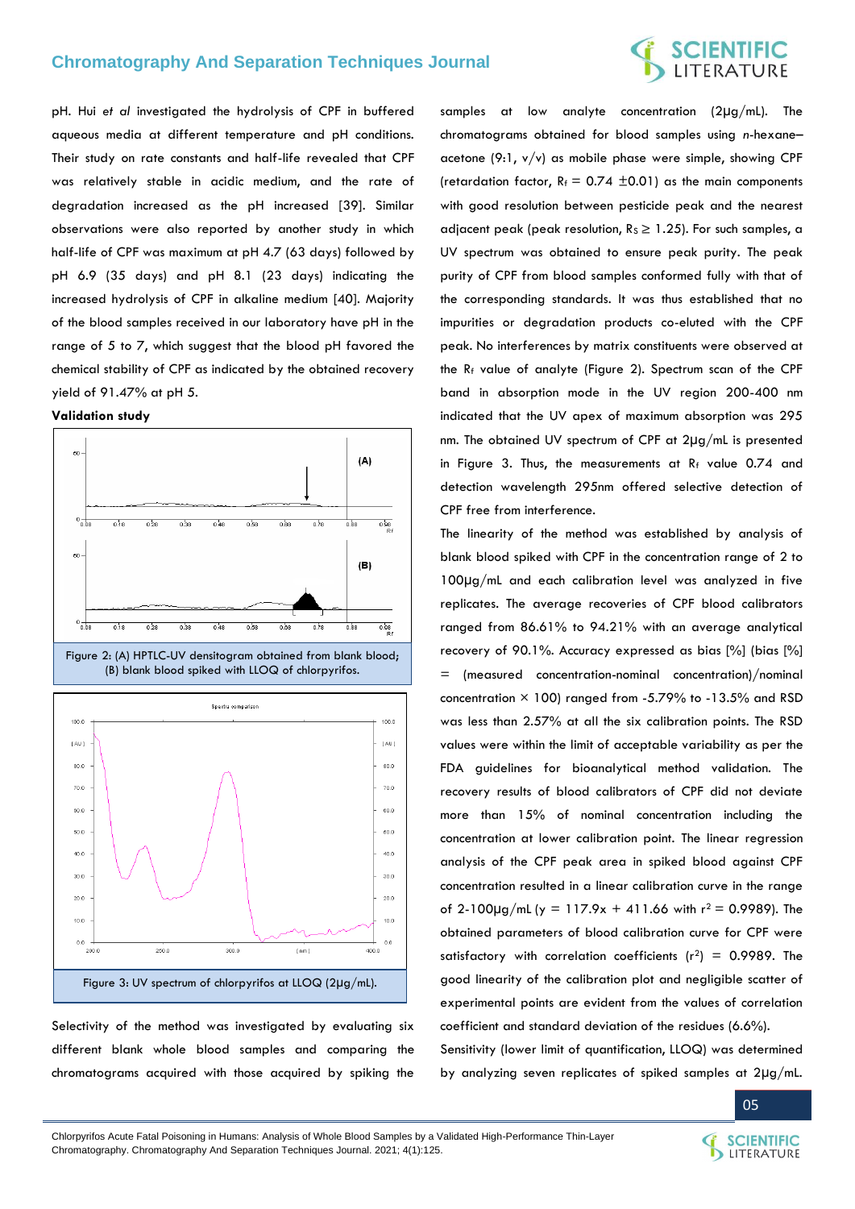pH. Hui *et al* investigated the hydrolysis of CPF in buffered aqueous media at different temperature and pH conditions. Their study on rate constants and half-life revealed that CPF was relatively stable in acidic medium, and the rate of degradation increased as the pH increased [39]. Similar observations were also reported by another study in which half-life of CPF was maximum at pH 4.7 (63 days) followed by pH 6.9 (35 days) and pH 8.1 (23 days) indicating the increased hydrolysis of CPF in alkaline medium [40]. Majority of the blood samples received in our laboratory have pH in the range of 5 to 7, which suggest that the blood pH favored the chemical stability of CPF as indicated by the obtained recovery yield of 91.47% at pH 5.

**Validation study**

Figure 2: (A) HPTLC-UV densitogram obtained from blank blood; (B) blank blood spiked with LLOQ of chlorpyrifos.

Figure 3: UV spectrum of chlorpyrifos at LLOQ (2µg/mL).

Selectivity of the method was investigated by evaluating six different blank whole blood samples and comparing the chromatograms acquired with those acquired by spiking the samples at low analyte concentration (2µg/mL). The chromatograms obtained for blood samples using *n*-hexane–acetone (9:1, v/v) as mobile phase were simple, showing CPF (retardation factor, $R_f$ = 0.74 ±0.01) as the main components with good resolution between pesticide peak and the nearest adjacent peak (peak resolution, $R_S \geq 1.25$). For such samples, a UV spectrum was obtained to ensure peak purity. The peak purity of CPF from blood samples conformed fully with that of the corresponding standards. It was thus established that no impurities or degradation products co-eluted with the CPF peak. No interferences by matrix constituents were observed at the $R_f$ value of analyte (Figure 2). Spectrum scan of the CPF band in absorption mode in the UV region 200-400 nm indicated that the UV apex of maximum absorption was 295 nm. The obtained UV spectrum of CPF at 2µg/mL is presented in Figure 3. Thus, the measurements at $R_f$ value 0.74 and detection wavelength 295nm offered selective detection of CPF free from interference.

The linearity of the method was established by analysis of blank blood spiked with CPF in the concentration range of 2 to 100µg/mL and each calibration level was analyzed in five replicates. The average recoveries of CPF blood calibrators ranged from 86.61% to 94.21% with an average analytical recovery of 90.1%. Accuracy expressed as bias [%] (bias [%] = (measured concentration-nominal concentration)/nominal concentration × 100) ranged from -5.79% to -13.5% and RSD was less than 2.57% at all the six calibration points. The RSD values were within the limit of acceptable variability as per the FDA guidelines for bioanalytical method validation. The recovery results of blood calibrators of CPF did not deviate more than 15% of nominal concentration including the concentration at lower calibration point. The linear regression analysis of the CPF peak area in spiked blood against CPF concentration resulted in a linear calibration curve in the range of 2-100µg/mL ($y = 117.9x + 411.66$ with $r^2 = 0.9989$). The obtained parameters of blood calibration curve for CPF were satisfactory with correlation coefficients ($r^2$) = 0.9989. The good linearity of the calibration plot and negligible scatter of experimental points are evident from the values of correlation coefficient and standard deviation of the residues (6.6%).

Sensitivity (lower limit of quantification, LLOQ) was determined by analyzing seven replicates of spiked samples at 2µg/mL.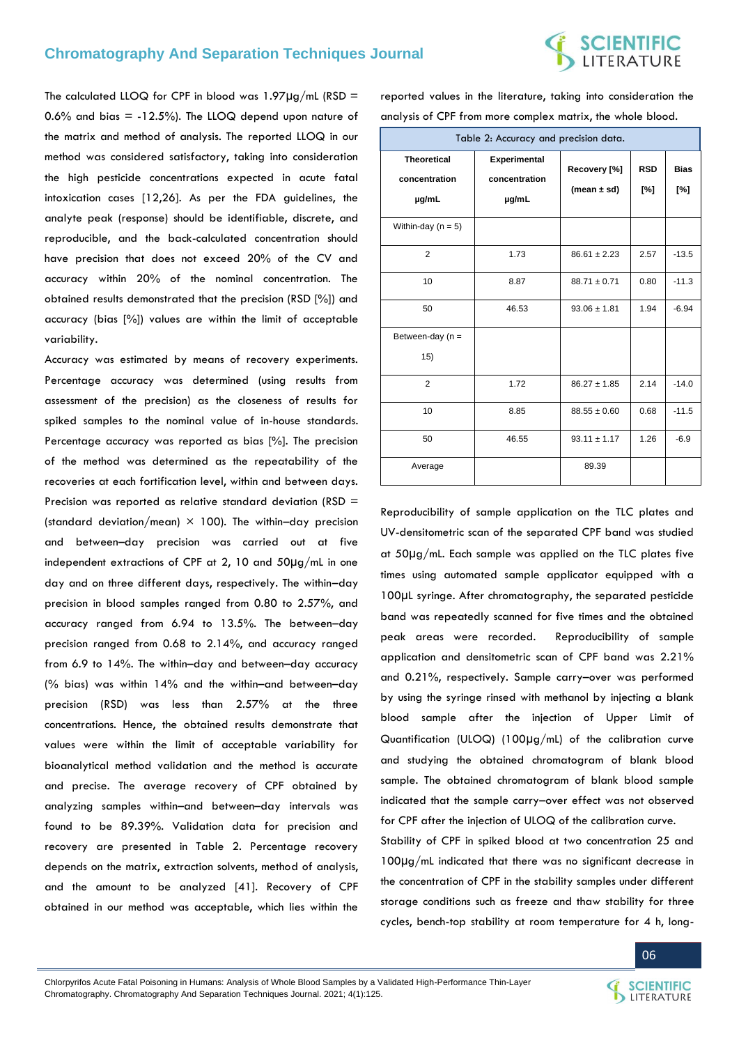The calculated LLOQ for CPF in blood was 1.97µg/mL (RSD = 0.6% and bias = -12.5%). The LLOQ depend upon nature of the matrix and method of analysis. The reported LLOQ in our method was considered satisfactory, taking into consideration the high pesticide concentrations expected in acute fatal intoxication cases [12,26]. As per the FDA guidelines, the analyte peak (response) should be identifiable, discrete, and reproducible, and the back-calculated concentration should have precision that does not exceed 20% of the CV and accuracy within 20% of the nominal concentration. The obtained results demonstrated that the precision (RSD [%]) and accuracy (bias [%]) values are within the limit of acceptable variability.

Accuracy was estimated by means of recovery experiments. Percentage accuracy was determined (using results from assessment of the precision) as the closeness of results for spiked samples to the nominal value of in-house standards. Percentage accuracy was reported as bias [%]. The precision of the method was determined as the repeatability of the recoveries at each fortification level, within and between days. Precision was reported as relative standard deviation (RSD = (standard deviation/mean) × 100). The within–day precision and between–day precision was carried out at five independent extractions of CPF at 2, 10 and 50µg/mL in one day and on three different days, respectively. The within–day precision in blood samples ranged from 0.80 to 2.57%, and accuracy ranged from 6.94 to 13.5%. The between–day precision ranged from 0.68 to 2.14%, and accuracy ranged from 6.9 to 14%. The within–day and between–day accuracy (% bias) was within 14% and the within–and between–day precision (RSD) was less than 2.57% at the three concentrations. Hence, the obtained results demonstrate that values were within the limit of acceptable variability for bioanalytical method validation and the method is accurate and precise. The average recovery of CPF obtained by analyzing samples within–and between–day intervals was found to be 89.39%. Validation data for precision and recovery are presented in Table 2. Percentage recovery depends on the matrix, extraction solvents, method of analysis, and the amount to be analyzed [41]. Recovery of CPF obtained in our method was acceptable, which lies within the reported values in the literature, taking into consideration the analysis of CPF from more complex matrix, the whole blood.

Table 2: Accuracy and precision data.

| Theoretical concentration µg/mL | Experimental concentration µg/mL | Recovery [%] (mean ± sd) | RSD [%] | Bias [%] |
|---|---|---|---|---|
| Within-day (n = 5) | | | | |
| 2 | 1.73 | 86.61 ± 2.23 | 2.57 | -13.5 |
| 10 | 8.87 | 88.71 ± 0.71 | 0.80 | -11.3 |
| 50 | 46.53 | 93.06 ± 1.81 | 1.94 | -6.94 |
| Between-day (n = 15) | | | | |
| 2 | 1.72 | 86.27 ± 1.85 | 2.14 | -14.0 |
| 10 | 8.85 | 88.55 ± 0.60 | 0.68 | -11.5 |
| 50 | 46.55 | 93.11 ± 1.17 | 1.26 | -6.9 |
| Average | | 89.39 | | |

Reproducibility of sample application on the TLC plates and UV-densitometric scan of the separated CPF band was studied at 50µg/mL. Each sample was applied on the TLC plates five times using automated sample applicator equipped with a 100µL syringe. After chromatography, the separated pesticide band was repeatedly scanned for five times and the obtained peak areas were recorded. Reproducibility of sample application and densitometric scan of CPF band was 2.21% and 0.21%, respectively. Sample carry–over was performed by using the syringe rinsed with methanol by injecting a blank blood sample after the injection of Upper Limit of Quantification (ULOQ) (100µg/mL) of the calibration curve and studying the obtained chromatogram of blank blood sample. The obtained chromatogram of blank blood sample indicated that the sample carry–over effect was not observed for CPF after the injection of ULOQ of the calibration curve.

Stability of CPF in spiked blood at two concentration 25 and 100µg/mL indicated that there was no significant decrease in the concentration of CPF in the stability samples under different storage conditions such as freeze and thaw stability for three cycles, bench-top stability at room temperature for 4 h, long-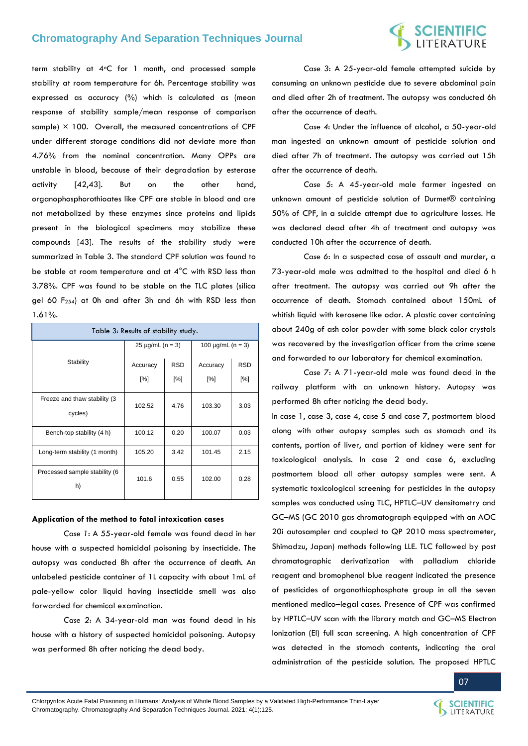term stability at 4°C for 1 month, and processed sample stability at room temperature for 6h. Percentage stability was expressed as accuracy (%) which is calculated as (mean response of stability sample/mean response of comparison sample) × 100. Overall, the measured concentrations of CPF under different storage conditions did not deviate more than 4.76% from the nominal concentration. Many OPPs are unstable in blood, because of their degradation by esterase activity [42,43]. But on the other hand, organophosphorothioates like CPF are stable in blood and are not metabolized by these enzymes since proteins and lipids present in the biological specimens may stabilize these compounds [43]. The results of the stability study were summarized in Table 3. The standard CPF solution was found to be stable at room temperature and at 4°C with RSD less than 3.78%. CPF was found to be stable on the TLC plates (silica gel 60 $F_{254}$) at 0h and after 3h and 6h with RSD less than 1.61%.

Table 3: Results of stability study.

| Stability | 25 μg/mL (n = 3) | | 100 μg/mL (n = 3) | |
|---|---|---|---|---|
| | Accuracy [%] | RSD [%] | Accuracy [%] | RSD [%] |
| Freeze and thaw stability (3 cycles) | 102.52 | 4.76 | 103.30 | 3.03 |
| Bench-top stability (4 h) | 100.12 | 0.20 | 100.07 | 0.03 |
| Long-term stability (1 month) | 105.20 | 3.42 | 101.45 | 2.15 |
| Processed sample stability (6 h) | 101.6 | 0.55 | 102.00 | 0.28 |

**Application of the method to fatal intoxication cases**

*Case 1*: A 55-year-old female was found dead in her house with a suspected homicidal poisoning by insecticide. The autopsy was conducted 8h after the occurrence of death. An unlabeled pesticide container of 1L capacity with about 1mL of pale-yellow color liquid having insecticide smell was also forwarded for chemical examination.

*Case 2*: A 34-year-old man was found dead in his house with a history of suspected homicidal poisoning. Autopsy was performed 8h after noticing the dead body.

*Case 3*: A 25-year-old female attempted suicide by consuming an unknown pesticide due to severe abdominal pain and died after 2h of treatment. The autopsy was conducted 6h after the occurrence of death.

*Case 4*: Under the influence of alcohol, a 50-year-old man ingested an unknown amount of pesticide solution and died after 7h of treatment. The autopsy was carried out 15h after the occurrence of death.

*Case 5*: A 45-year-old male farmer ingested an unknown amount of pesticide solution of Durmet® containing 50% of CPF, in a suicide attempt due to agriculture losses. He was declared dead after 4h of treatment and autopsy was conducted 10h after the occurrence of death.

*Case 6*: In a suspected case of assault and murder, a 73-year-old male was admitted to the hospital and died 6 h after treatment. The autopsy was carried out 9h after the occurrence of death. Stomach contained about 150mL of whitish liquid with kerosene like odor. A plastic cover containing about 240g of ash color powder with some black color crystals was recovered by the investigation officer from the crime scene and forwarded to our laboratory for chemical examination.

*Case 7*: A 71-year-old male was found dead in the railway platform with an unknown history. Autopsy was performed 8h after noticing the dead body.

In case 1, case 3, case 4, case 5 and case 7, postmortem blood along with other autopsy samples such as stomach and its contents, portion of liver, and portion of kidney were sent for toxicological analysis. In case 2 and case 6, excluding postmortem blood all other autopsy samples were sent. A systematic toxicological screening for pesticides in the autopsy samples was conducted using TLC, HPTLC–UV densitometry and GC–MS (GC 2010 gas chromatograph equipped with an AOC 20i autosampler and coupled to QP 2010 mass spectrometer, Shimadzu, Japan) methods following LLE. TLC followed by post chromatographic derivatization with palladium chloride reagent and bromophenol blue reagent indicated the presence of pesticides of organothiophosphate group in all the seven mentioned medico–legal cases. Presence of CPF was confirmed by HPTLC–UV scan with the library match and GC–MS Electron Ionization (EI) full scan screening. A high concentration of CPF was detected in the stomach contents, indicating the oral administration of the pesticide solution. The proposed HPTLC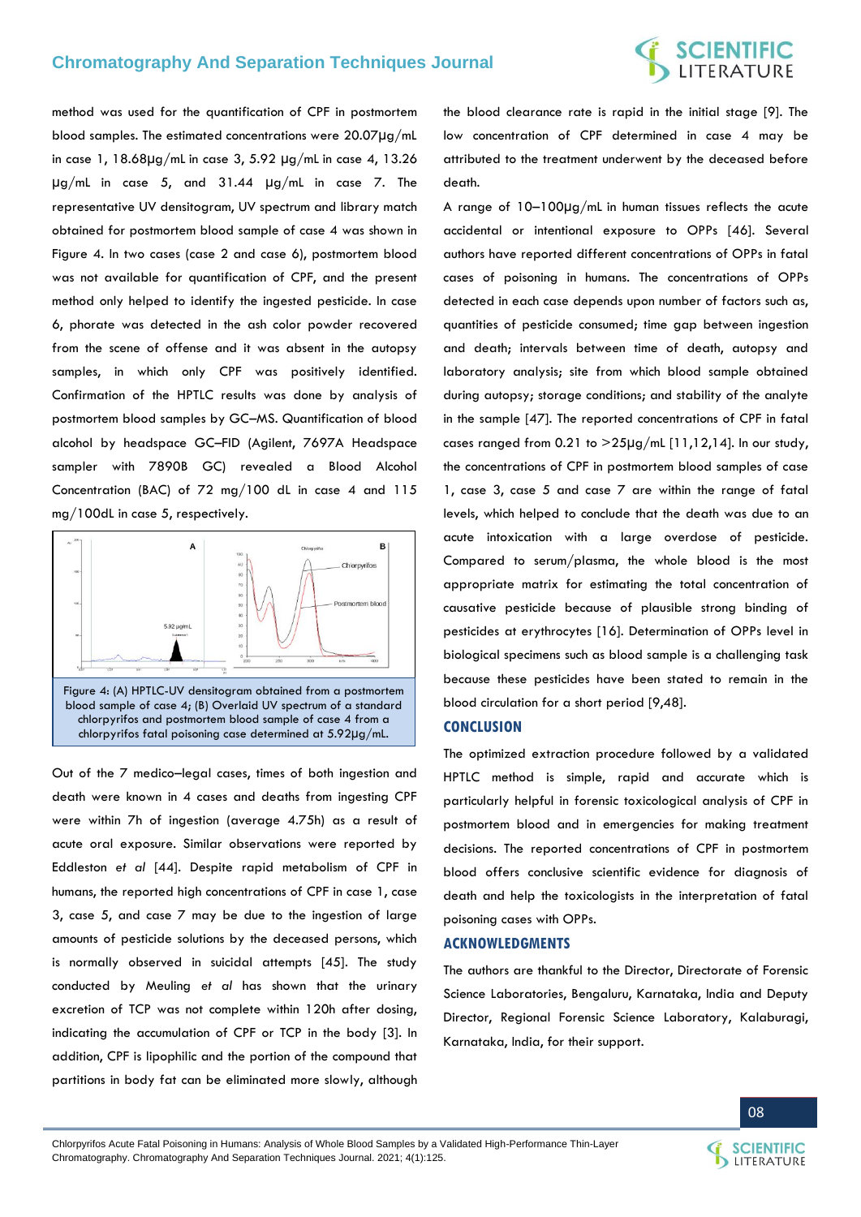method was used for the quantification of CPF in postmortem blood samples. The estimated concentrations were 20.07μg/mL in case 1, 18.68μg/mL in case 3, 5.92 μg/mL in case 4, 13.26 μg/mL in case 5, and 31.44 μg/mL in case 7. The representative UV densitogram, UV spectrum and library match obtained for postmortem blood sample of case 4 was shown in Figure 4. In two cases (case 2 and case 6), postmortem blood was not available for quantification of CPF, and the present method only helped to identify the ingested pesticide. In case 6, phorate was detected in the ash color powder recovered from the scene of offense and it was absent in the autopsy samples, in which only CPF was positively identified. Confirmation of the HPTLC results was done by analysis of postmortem blood samples by GC–MS. Quantification of blood alcohol by headspace GC–FID (Agilent, 7697A Headspace sampler with 7890B GC) revealed a Blood Alcohol Concentration (BAC) of 72 mg/100 dL in case 4 and 115 mg/100dL in case 5, respectively.

Figure 4: (A) HPTLC-UV densitogram obtained from a postmortem blood sample of case 4; (B) Overlaid UV spectrum of a standard chlorpyrifos and postmortem blood sample of case 4 from a chlorpyrifos fatal poisoning case determined at 5.92μg/mL.

Out of the 7 medico–legal cases, times of both ingestion and death were known in 4 cases and deaths from ingesting CPF were within 7h of ingestion (average 4.75h) as a result of acute oral exposure. Similar observations were reported by Eddleston *et al* [44]. Despite rapid metabolism of CPF in humans, the reported high concentrations of CPF in case 1, case 3, case 5, and case 7 may be due to the ingestion of large amounts of pesticide solutions by the deceased persons, which is normally observed in suicidal attempts [45]. The study conducted by Meuling *et al* has shown that the urinary excretion of TCP was not complete within 120h after dosing, indicating the accumulation of CPF or TCP in the body [3]. In addition, CPF is lipophilic and the portion of the compound that partitions in body fat can be eliminated more slowly, although the blood clearance rate is rapid in the initial stage [9]. The low concentration of CPF determined in case 4 may be attributed to the treatment underwent by the deceased before death.

A range of 10–100μg/mL in human tissues reflects the acute accidental or intentional exposure to OPPs [46]. Several authors have reported different concentrations of OPPs in fatal cases of poisoning in humans. The concentrations of OPPs detected in each case depends upon number of factors such as, quantities of pesticide consumed; time gap between ingestion and death; intervals between time of death, autopsy and laboratory analysis; site from which blood sample obtained during autopsy; storage conditions; and stability of the analyte in the sample [47]. The reported concentrations of CPF in fatal cases ranged from 0.21 to >25μg/mL [11,12,14]. In our study, the concentrations of CPF in postmortem blood samples of case 1, case 3, case 5 and case 7 are within the range of fatal levels, which helped to conclude that the death was due to an acute intoxication with a large overdose of pesticide. Compared to serum/plasma, the whole blood is the most appropriate matrix for estimating the total concentration of causative pesticide because of plausible strong binding of pesticides at erythrocytes [16]. Determination of OPPs level in biological specimens such as blood sample is a challenging task because these pesticides have been stated to remain in the blood circulation for a short period [9,48].

## CONCLUSION

The optimized extraction procedure followed by a validated HPTLC method is simple, rapid and accurate which is particularly helpful in forensic toxicological analysis of CPF in postmortem blood and in emergencies for making treatment decisions. The reported concentrations of CPF in postmortem blood offers conclusive scientific evidence for diagnosis of death and help the toxicologists in the interpretation of fatal poisoning cases with OPPs.

## ACKNOWLEDGMENTS

The authors are thankful to the Director, Directorate of Forensic Science Laboratories, Bengaluru, Karnataka, India and Deputy Director, Regional Forensic Science Laboratory, Kalaburagi, Karnataka, India, for their support.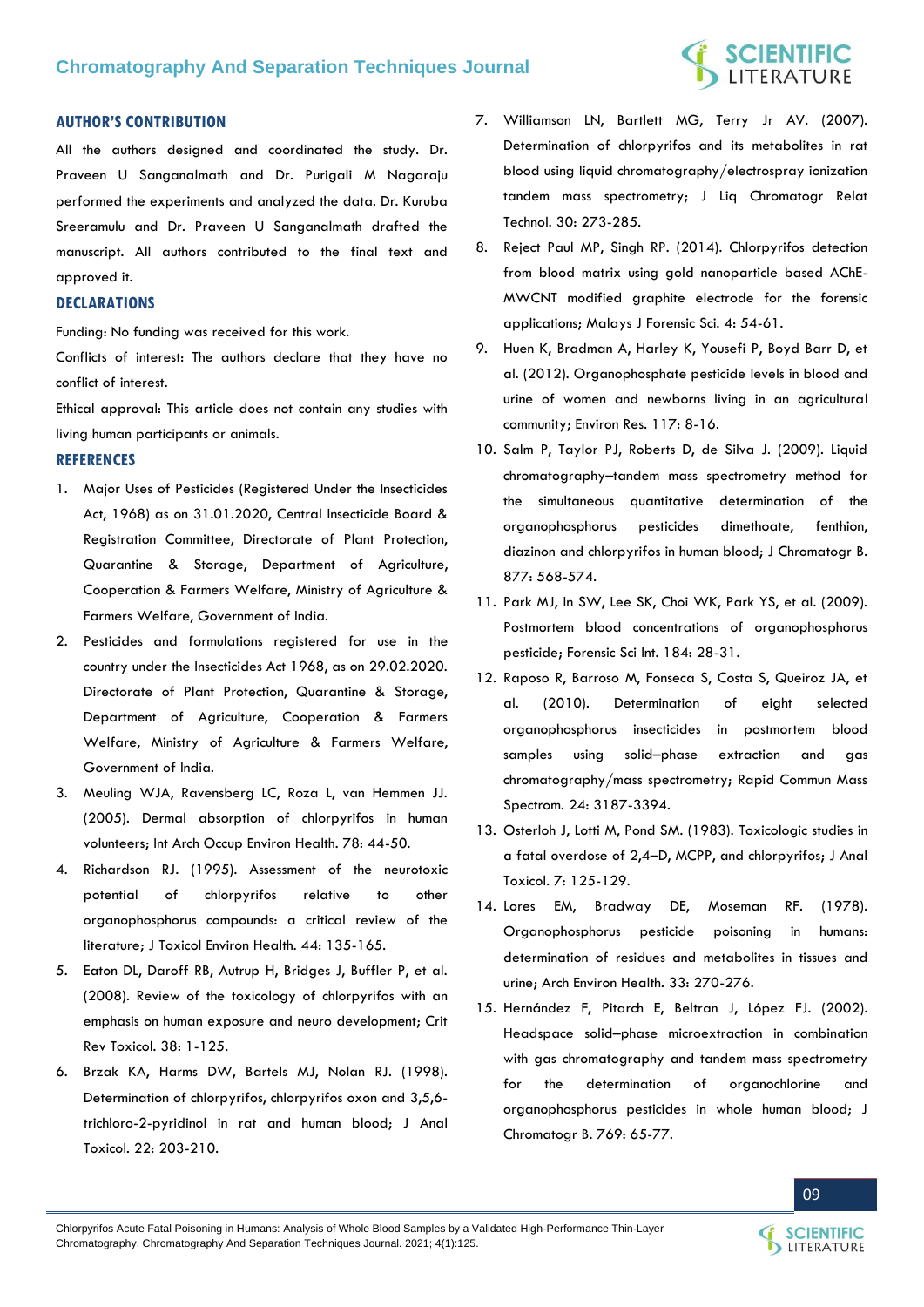## AUTHOR'S CONTRIBUTION

All the authors designed and coordinated the study. Dr. Praveen U Sanganalmath and Dr. Purigali M Nagaraju performed the experiments and analyzed the data. Dr. Kuruba Sreeramulu and Dr. Praveen U Sanganalmath drafted the manuscript. All authors contributed to the final text and approved it.

## DECLARATIONS

Funding: No funding was received for this work.

Conflicts of interest: The authors declare that they have no conflict of interest.

Ethical approval: This article does not contain any studies with living human participants or animals.

## REFERENCES

1. Major Uses of Pesticides (Registered Under the Insecticides Act, 1968) as on 31.01.2020, Central Insecticide Board & Registration Committee, Directorate of Plant Protection, Quarantine & Storage, Department of Agriculture, Cooperation & Farmers Welfare, Ministry of Agriculture & Farmers Welfare, Government of India.
2. Pesticides and formulations registered for use in the country under the Insecticides Act 1968, as on 29.02.2020. Directorate of Plant Protection, Quarantine & Storage, Department of Agriculture, Cooperation & Farmers Welfare, Ministry of Agriculture & Farmers Welfare, Government of India.
3. Meuling WJA, Ravensberg LC, Roza L, van Hemmen JJ. (2005). Dermal absorption of chlorpyrifos in human volunteers; Int Arch Occup Environ Health. 78: 44-50.
4. Richardson RJ. (1995). Assessment of the neurotoxic potential of chlorpyrifos relative to other organophosphorus compounds: a critical review of the literature; J Toxicol Environ Health. 44: 135-165.
5. Eaton DL, Daroff RB, Autrup H, Bridges J, Buffler P, et al. (2008). Review of the toxicology of chlorpyrifos with an emphasis on human exposure and neuro development; Crit Rev Toxicol. 38: 1-125.
6. Brzak KA, Harms DW, Bartels MJ, Nolan RJ. (1998). Determination of chlorpyrifos, chlorpyrifos oxon and 3,5,6-trichloro-2-pyridinol in rat and human blood; J Anal Toxicol. 22: 203-210.
7. Williamson LN, Bartlett MG, Terry Jr AV. (2007). Determination of chlorpyrifos and its metabolites in rat blood using liquid chromatography/electrospray ionization tandem mass spectrometry; J Liq Chromatogr Relat Technol. 30: 273-285.
8. Reject Paul MP, Singh RP. (2014). Chlorpyrifos detection from blood matrix using gold nanoparticle based AChE-MWCNT modified graphite electrode for the forensic applications; Malays J Forensic Sci. 4: 54-61.
9. Huen K, Bradman A, Harley K, Yousefi P, Boyd Barr D, et al. (2012). Organophosphate pesticide levels in blood and urine of women and newborns living in an agricultural community; Environ Res. 117: 8-16.
10. Salm P, Taylor PJ, Roberts D, de Silva J. (2009). Liquid chromatography–tandem mass spectrometry method for the simultaneous quantitative determination of the organophosphorus pesticides dimethoate, fenthion, diazinon and chlorpyrifos in human blood; J Chromatogr B. 877: 568-574.
11. Park MJ, In SW, Lee SK, Choi WK, Park YS, et al. (2009). Postmortem blood concentrations of organophosphorus pesticide; Forensic Sci Int. 184: 28-31.
12. Raposo R, Barroso M, Fonseca S, Costa S, Queiroz JA, et al. (2010). Determination of eight selected organophosphorus insecticides in postmortem blood samples using solid–phase extraction and gas chromatography/mass spectrometry; Rapid Commun Mass Spectrom. 24: 3187-3394.
13. Osterloh J, Lotti M, Pond SM. (1983). Toxicologic studies in a fatal overdose of 2,4–D, MCPP, and chlorpyrifos; J Anal Toxicol. 7: 125-129.
14. Lores EM, Bradway DE, Moseman RF. (1978). Organophosphorus pesticide poisoning in humans: determination of residues and metabolites in tissues and urine; Arch Environ Health. 33: 270-276.
15. Hernández F, Pitarch E, Beltran J, López FJ. (2002). Headspace solid–phase microextraction in combination with gas chromatography and tandem mass spectrometry for the determination of organochlorine and organophosphorus pesticides in whole human blood; J Chromatogr B. 769: 65-77.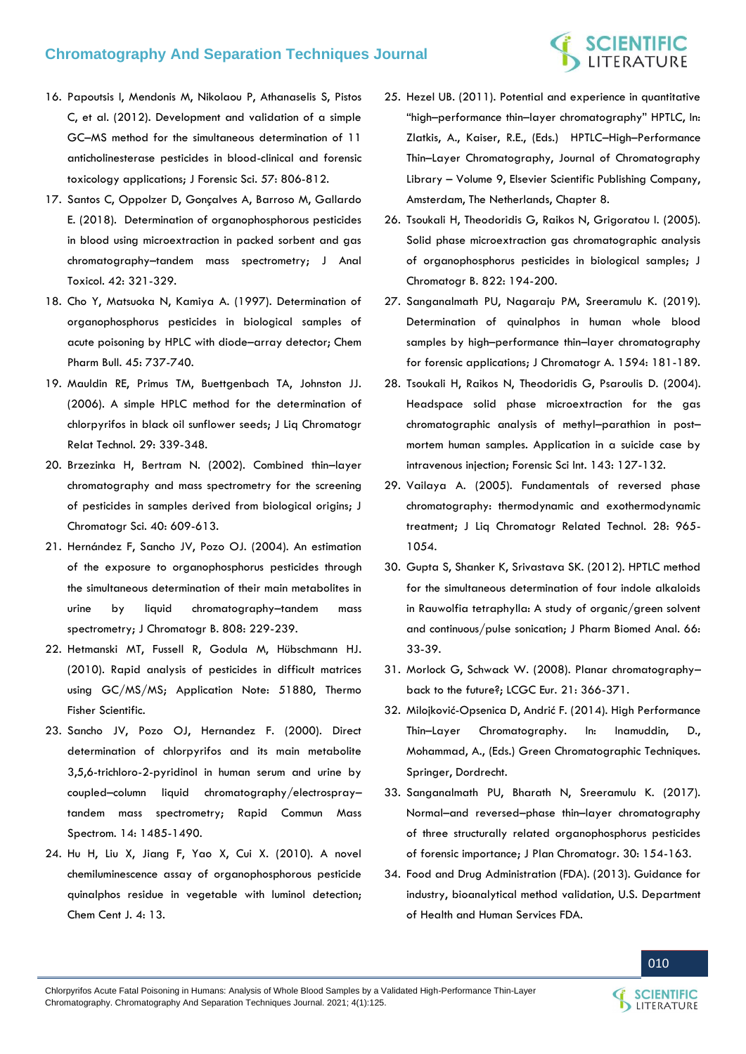16. Papoutsis I, Mendonis M, Nikolaou P, Athanaselis S, Pistos C, et al. (2012). Development and validation of a simple GC–MS method for the simultaneous determination of 11 anticholinesterase pesticides in blood-clinical and forensic toxicology applications; J Forensic Sci. 57: 806-812.
17. Santos C, Oppolzer D, Gonçalves A, Barroso M, Gallardo E. (2018). Determination of organophosphorous pesticides in blood using microextraction in packed sorbent and gas chromatography–tandem mass spectrometry; J Anal Toxicol. 42: 321-329.
18. Cho Y, Matsuoka N, Kamiya A. (1997). Determination of organophosphorus pesticides in biological samples of acute poisoning by HPLC with diode–array detector; Chem Pharm Bull. 45: 737-740.
19. Mauldin RE, Primus TM, Buettgenbach TA, Johnston JJ. (2006). A simple HPLC method for the determination of chlorpyrifos in black oil sunflower seeds; J Liq Chromatogr Relat Technol. 29: 339-348.
20. Brzezinka H, Bertram N. (2002). Combined thin–layer chromatography and mass spectrometry for the screening of pesticides in samples derived from biological origins; J Chromatogr Sci. 40: 609-613.
21. Hernández F, Sancho JV, Pozo OJ. (2004). An estimation of the exposure to organophosphorus pesticides through the simultaneous determination of their main metabolites in urine by liquid chromatography–tandem mass spectrometry; J Chromatogr B. 808: 229-239.
22. Hetmanski MT, Fussell R, Godula M, Hübschmann HJ. (2010). Rapid analysis of pesticides in difficult matrices using GC/MS/MS; Application Note: 51880, Thermo Fisher Scientific.
23. Sancho JV, Pozo OJ, Hernandez F. (2000). Direct determination of chlorpyrifos and its main metabolite 3,5,6-trichloro-2-pyridinol in human serum and urine by coupled–column liquid chromatography/electrospray–tandem mass spectrometry; Rapid Commun Mass Spectrom. 14: 1485-1490.
24. Hu H, Liu X, Jiang F, Yao X, Cui X. (2010). A novel chemiluminescence assay of organophosphorous pesticide quinalphos residue in vegetable with luminol detection; Chem Cent J. 4: 13.
25. Hezel UB. (2011). Potential and experience in quantitative "high–performance thin–layer chromatography" HPTLC, In: Zlatkis, A., Kaiser, R.E., (Eds.) HPTLC–High–Performance Thin–Layer Chromatography, Journal of Chromatography Library – Volume 9, Elsevier Scientific Publishing Company, Amsterdam, The Netherlands, Chapter 8.
26. Tsoukali H, Theodoridis G, Raikos N, Grigoratou I. (2005). Solid phase microextraction gas chromatographic analysis of organophosphorus pesticides in biological samples; J Chromatogr B. 822: 194-200.
27. Sanganalmath PU, Nagaraju PM, Sreeramulu K. (2019). Determination of quinalphos in human whole blood samples by high–performance thin–layer chromatography for forensic applications; J Chromatogr A. 1594: 181-189.
28. Tsoukali H, Raikos N, Theodoridis G, Psaroulis D. (2004). Headspace solid phase microextraction for the gas chromatographic analysis of methyl–parathion in post–mortem human samples. Application in a suicide case by intravenous injection; Forensic Sci Int. 143: 127-132.
29. Vailaya A. (2005). Fundamentals of reversed phase chromatography: thermodynamic and exothermodynamic treatment; J Liq Chromatogr Related Technol. 28: 965-1054.
30. Gupta S, Shanker K, Srivastava SK. (2012). HPTLC method for the simultaneous determination of four indole alkaloids in Rauwolfia tetraphylla: A study of organic/green solvent and continuous/pulse sonication; J Pharm Biomed Anal. 66: 33-39.
31. Morlock G, Schwack W. (2008). Planar chromatography–back to the future?; LCGC Eur. 21: 366-371.
32. Milojković-Opsenica D, Andrić F. (2014). High Performance Thin–Layer Chromatography. In: Inamuddin, D., Mohammad, A., (Eds.) Green Chromatographic Techniques. Springer, Dordrecht.
33. Sanganalmath PU, Bharath N, Sreeramulu K. (2017). Normal–and reversed–phase thin–layer chromatography of three structurally related organophosphorus pesticides of forensic importance; J Plan Chromatogr. 30: 154-163.
34. Food and Drug Administration (FDA). (2013). Guidance for industry, bioanalytical method validation, U.S. Department of Health and Human Services FDA.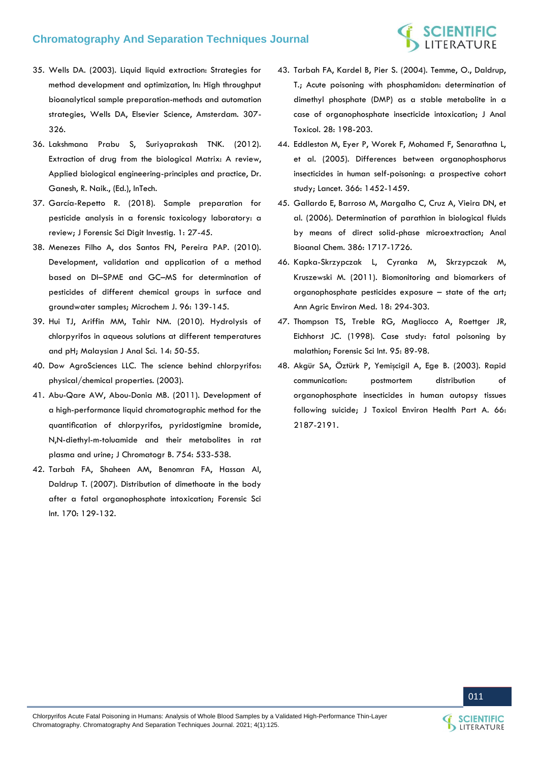35. Wells DA. (2003). Liquid liquid extraction: Strategies for method development and optimization, In: High throughput bioanalytical sample preparation-methods and automation strategies, Wells DA, Elsevier Science, Amsterdam. 307-326.
36. Lakshmana Prabu S, Suriyaprakash TNK. (2012). Extraction of drug from the biological Matrix: A review, Applied biological engineering-principles and practice, Dr. Ganesh, R. Naik., (Ed.), InTech.
37. García-Repetto R. (2018). Sample preparation for pesticide analysis in a forensic toxicology laboratory: a review; J Forensic Sci Digit Investig. 1: 27-45.
38. Menezes Filho A, dos Santos FN, Pereira PAP. (2010). Development, validation and application of a method based on DI–SPME and GC–MS for determination of pesticides of different chemical groups in surface and groundwater samples; Microchem J. 96: 139-145.
39. Hui TJ, Ariffin MM, Tahir NM. (2010). Hydrolysis of chlorpyrifos in aqueous solutions at different temperatures and pH; Malaysian J Anal Sci. 14: 50-55.
40. Dow AgroSciences LLC. The science behind chlorpyrifos: physical/chemical properties. (2003).
41. Abu-Qare AW, Abou-Donia MB. (2011). Development of a high-performance liquid chromatographic method for the quantification of chlorpyrifos, pyridostigmine bromide, N,N-diethyl-m-toluamide and their metabolites in rat plasma and urine; J Chromatogr B. 754: 533-538.
42. Tarbah FA, Shaheen AM, Benomran FA, Hassan AI, Daldrup T. (2007). Distribution of dimethoate in the body after a fatal organophosphate intoxication; Forensic Sci Int. 170: 129-132.
43. Tarbah FA, Kardel B, Pier S. (2004). Temme, O., Daldrup, T.; Acute poisoning with phosphamidon: determination of dimethyl phosphate (DMP) as a stable metabolite in a case of organophosphate insecticide intoxication; J Anal Toxicol. 28: 198-203.
44. Eddleston M, Eyer P, Worek F, Mohamed F, Senarathna L, et al. (2005). Differences between organophosphorus insecticides in human self-poisoning: a prospective cohort study; Lancet. 366: 1452-1459.
45. Gallardo E, Barroso M, Margalho C, Cruz A, Vieira DN, et al. (2006). Determination of parathion in biological fluids by means of direct solid-phase microextraction; Anal Bioanal Chem. 386: 1717-1726.
46. Kapka-Skrzypczak L, Cyranka M, Skrzypczak M, Kruszewski M. (2011). Biomonitoring and biomarkers of organophosphate pesticides exposure – state of the art; Ann Agric Environ Med. 18: 294-303.
47. Thompson TS, Treble RG, Magliocco A, Roettger JR, Eichhorst JC. (1998). Case study: fatal poisoning by malathion; Forensic Sci Int. 95: 89-98.
48. Akgür SA, Öztürk P, Yemişcigil A, Ege B. (2003). Rapid communication: postmortem distribution of organophosphate insecticides in human autopsy tissues following suicide; J Toxicol Environ Health Part A. 66: 2187-2191.